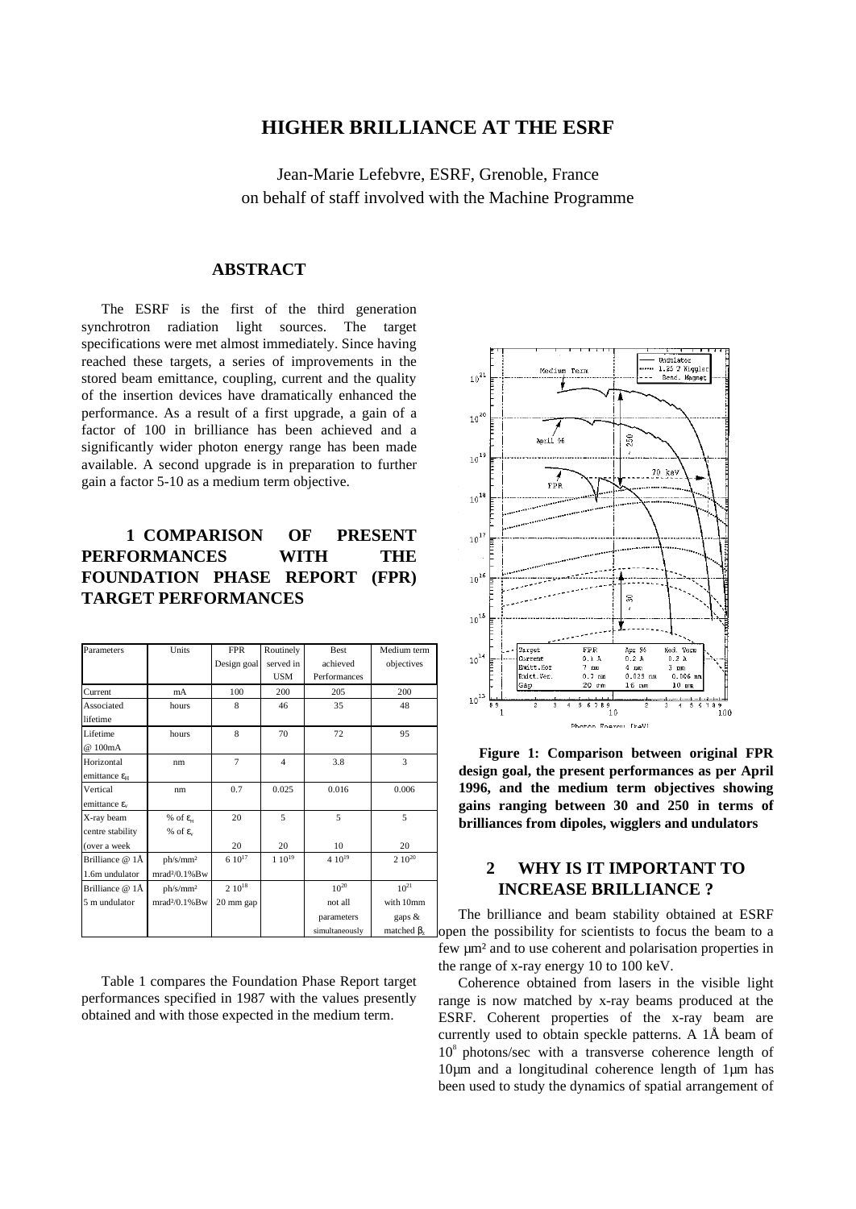Jean-Marie Lefebvre, ESRF, Grenoble, France
on behalf of staff involved with the Machine Programme

# HIGHER BRILLIANCE AT THE ESRF

## ABSTRACT

The ESRF is the first of the third generation synchrotron radiation light sources. The target specifications were met almost immediately. Since having reached these targets, a series of improvements in the stored beam emittance, coupling, current and the quality of the insertion devices have dramatically enhanced the performance. As a result of a first upgrade, a gain of a factor of 100 in brilliance has been achieved and a significantly wider photon energy range has been made available. A second upgrade is in preparation to further gain a factor 5-10 as a medium term objective.

## 1 COMPARISON OF PRESENT PERFORMANCES WITH THE FOUNDATION PHASE REPORT (FPR) TARGET PERFORMANCES

| Parameters | Units | FPR Design goal | Routinely served in USM | Best achieved Performances | Medium term objectives |
|---|---|---|---|---|---|
| Current | mA | 100 | 200 | 205 | 200 |
| Associated lifetime | hours | 8 | 46 | 35 | 48 |
| Lifetime @ 100mA | hours | 8 | 70 | 72 | 95 |
| Horizontal emittance $\varepsilon_H$ | nm | 7 | 4 | 3.8 | 3 |
| Vertical emittance $\varepsilon_v$ | nm | 0.7 | 0.025 | 0.016 | 0.006 |
| X-ray beam centre stability (over a week | % of $\varepsilon_H$ / % of $\varepsilon_v$ | 20 / 20 | 5 / 20 | 5 / 10 | 5 / 20 |
| Brilliance @ 1Å 1.6m undulator | ph/s/mm² mrad²/0.1%Bw | $6\ 10^{17}$ | $1\ 10^{19}$ | $4\ 10^{19}$ | $2\ 10^{20}$ |
| Brilliance @ 1Å 5 m undulator | ph/s/mm² mrad²/0.1%Bw | $2\ 10^{18}$ 20 mm gap | | $10^{20}$ not all parameters simultaneously | $10^{21}$ with 10mm gaps & matched $\beta_z$ |

Table 1 compares the Foundation Phase Report target performances specified in 1987 with the values presently obtained and with those expected in the medium term.

**Figure 1: Comparison between original FPR design goal, the present performances as per April 1996, and the medium term objectives showing gains ranging between 30 and 250 in terms of brilliances from dipoles, wigglers and undulators**

## 2 WHY IS IT IMPORTANT TO INCREASE BRILLIANCE ?

The brilliance and beam stability obtained at ESRF open the possibility for scientists to focus the beam to a few µm² and to use coherent and polarisation properties in the range of x-ray energy 10 to 100 keV.

Coherence obtained from lasers in the visible light range is now matched by x-ray beams produced at the ESRF. Coherent properties of the x-ray beam are currently used to obtain speckle patterns. A 1Å beam of $10^8$ photons/sec with a transverse coherence length of 10µm and a longitudinal coherence length of 1µm has been used to study the dynamics of spatial arrangement of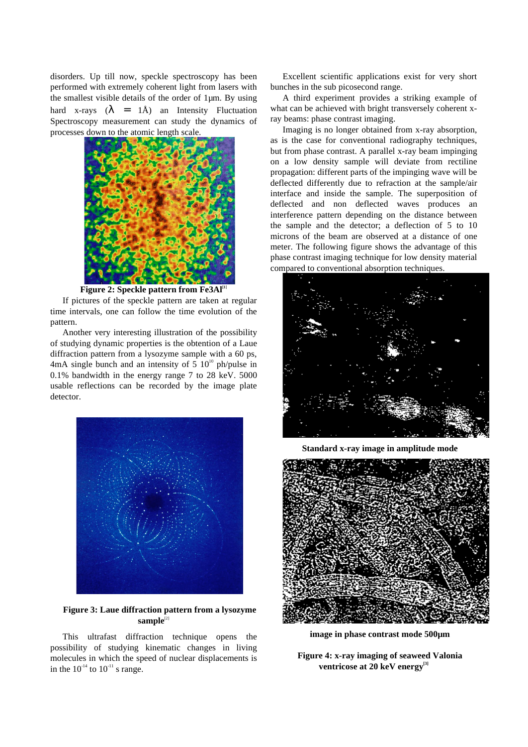disorders. Up till now, speckle spectroscopy has been performed with extremely coherent light from lasers with the smallest visible details of the order of 1µm. By using hard x-rays ($\lambda$ = 1Å) an Intensity Fluctuation Spectroscopy measurement can study the dynamics of processes down to the atomic length scale.

**Figure 2: Speckle pattern from $Fe_3Al$[1]**

If pictures of the speckle pattern are taken at regular time intervals, one can follow the time evolution of the pattern.

Another very interesting illustration of the possibility of studying dynamic properties is the obtention of a Laue diffraction pattern from a lysozyme sample with a 60 ps, 4mA single bunch and an intensity of 5 $10^{10}$ ph/pulse in 0.1% bandwidth in the energy range 7 to 28 keV. 5000 usable reflections can be recorded by the image plate detector.

**Figure 3: Laue diffraction pattern from a lysozyme sample**[2]

This ultrafast diffraction technique opens the possibility of studying kinematic changes in living molecules in which the speed of nuclear displacements is in the $10^{-14}$ to $10^{-11}$ s range.

Excellent scientific applications exist for very short bunches in the sub picosecond range.

A third experiment provides a striking example of what can be achieved with bright transversely coherent x-ray beams: phase contrast imaging.

Imaging is no longer obtained from x-ray absorption, as is the case for conventional radiography techniques, but from phase contrast. A parallel x-ray beam impinging on a low density sample will deviate from rectiline propagation: different parts of the impinging wave will be deflected differently due to refraction at the sample/air interface and inside the sample. The superposition of deflected and non deflected waves produces an interference pattern depending on the distance between the sample and the detector; a deflection of 5 to 10 microns of the beam are observed at a distance of one meter. The following figure shows the advantage of this phase contrast imaging technique for low density material compared to conventional absorption techniques.

**Standard x-ray image in amplitude mode**

**image in phase contrast mode 500µm**

**Figure 4: x-ray imaging of seaweed Valonia ventricose at 20 keV energy**[3]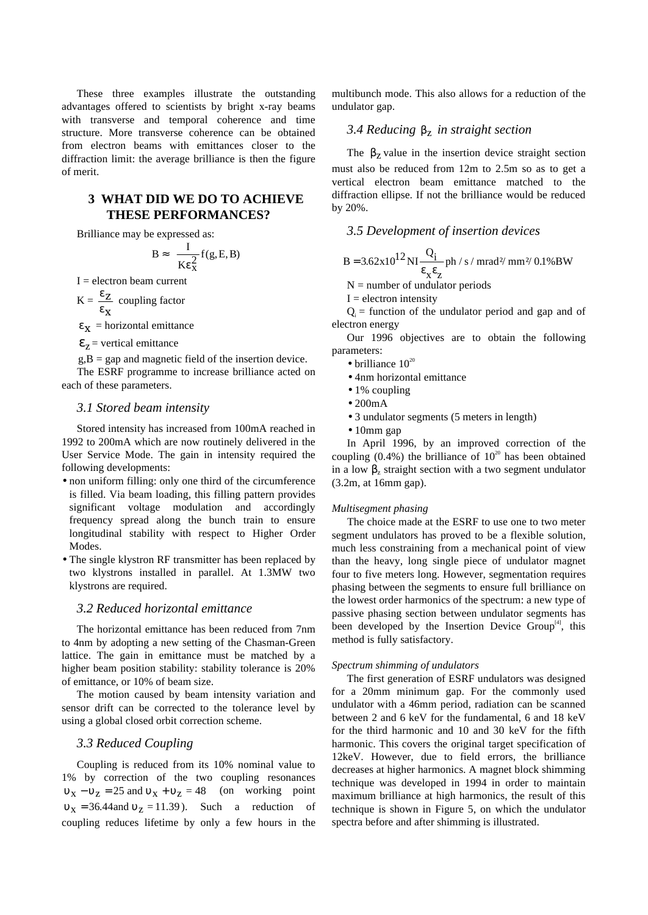These three examples illustrate the outstanding advantages offered to scientists by bright x-ray beams with transverse and temporal coherence and time structure. More transverse coherence can be obtained from electron beams with emittances closer to the diffraction limit: the average brilliance is then the figure of merit.

## 3 WHAT DID WE DO TO ACHIEVE THESE PERFORMANCES?

Brilliance may be expressed as:

$$B \approx \frac{I}{K\varepsilon_x^2} f(g, E, B)$$

I = electron beam current

$K = \dfrac{\varepsilon_z}{\varepsilon_x}$ coupling factor

$\varepsilon_x$ = horizontal emittance

$\varepsilon_z$ = vertical emittance

g,B = gap and magnetic field of the insertion device.

The ESRF programme to increase brilliance acted on each of these parameters.

### *3.1 Stored beam intensity*

Stored intensity has increased from 100mA reached in 1992 to 200mA which are now routinely delivered in the User Service Mode. The gain in intensity required the following developments:

- non uniform filling: only one third of the circumference is filled. Via beam loading, this filling pattern provides significant voltage modulation and accordingly frequency spread along the bunch train to ensure longitudinal stability with respect to Higher Order Modes.
- The single klystron RF transmitter has been replaced by two klystrons installed in parallel. At 1.3MW two klystrons are required.

### *3.2 Reduced horizontal emittance*

The horizontal emittance has been reduced from 7nm to 4nm by adopting a new setting of the Chasman-Green lattice. The gain in emittance must be matched by a higher beam position stability: stability tolerance is 20% of emittance, or 10% of beam size.

The motion caused by beam intensity variation and sensor drift can be corrected to the tolerance level by using a global closed orbit correction scheme.

### *3.3 Reduced Coupling*

Coupling is reduced from its 10% nominal value to 1% by correction of the two coupling resonances $\upsilon_x - \upsilon_z = 25$ and $\upsilon_x + \upsilon_z = 48$ (on working point $\upsilon_x = 36.44$ and $\upsilon_z = 11.39$). Such a reduction of coupling reduces lifetime by only a few hours in the multibunch mode. This also allows for a reduction of the undulator gap.

### *3.4 Reducing $\beta_z$ in straight section*

The $\beta_z$ value in the insertion device straight section must also be reduced from 12m to 2.5m so as to get a vertical electron beam emittance matched to the diffraction ellipse. If not the brilliance would be reduced by 20%.

### *3.5 Development of insertion devices*

$$B = 3.62 \times 10^{12} NI \frac{Q_i}{\varepsilon_x \varepsilon_z} \text{ ph / s / mrad}^2\text{/ mm}^2\text{/ 0.1\%BW}$$

N = number of undulator periods

I = electron intensity

$Q_i$ = function of the undulator period and gap and of electron energy

Our 1996 objectives are to obtain the following parameters:

- brilliance $10^{20}$
- 4nm horizontal emittance
- 1% coupling
- 200mA
- 3 undulator segments (5 meters in length)
- 10mm gap

In April 1996, by an improved correction of the coupling (0.4%) the brilliance of $10^{20}$ has been obtained in a low $\beta_z$ straight section with a two segment undulator (3.2m, at 16mm gap).

*Multisegment phasing*

The choice made at the ESRF to use one to two meter segment undulators has proved to be a flexible solution, much less constraining from a mechanical point of view than the heavy, long single piece of undulator magnet four to five meters long. However, segmentation requires phasing between the segments to ensure full brilliance on the lowest order harmonics of the spectrum: a new type of passive phasing section between undulator segments has been developed by the Insertion Device Group[4], this method is fully satisfactory.

*Spectrum shimming of undulators*

The first generation of ESRF undulators was designed for a 20mm minimum gap. For the commonly used undulator with a 46mm period, radiation can be scanned between 2 and 6 keV for the fundamental, 6 and 18 keV for the third harmonic and 10 and 30 keV for the fifth harmonic. This covers the original target specification of 12keV. However, due to field errors, the brilliance decreases at higher harmonics. A magnet block shimming technique was developed in 1994 in order to maintain maximum brilliance at high harmonics, the result of this technique is shown in Figure 5, on which the undulator spectra before and after shimming is illustrated.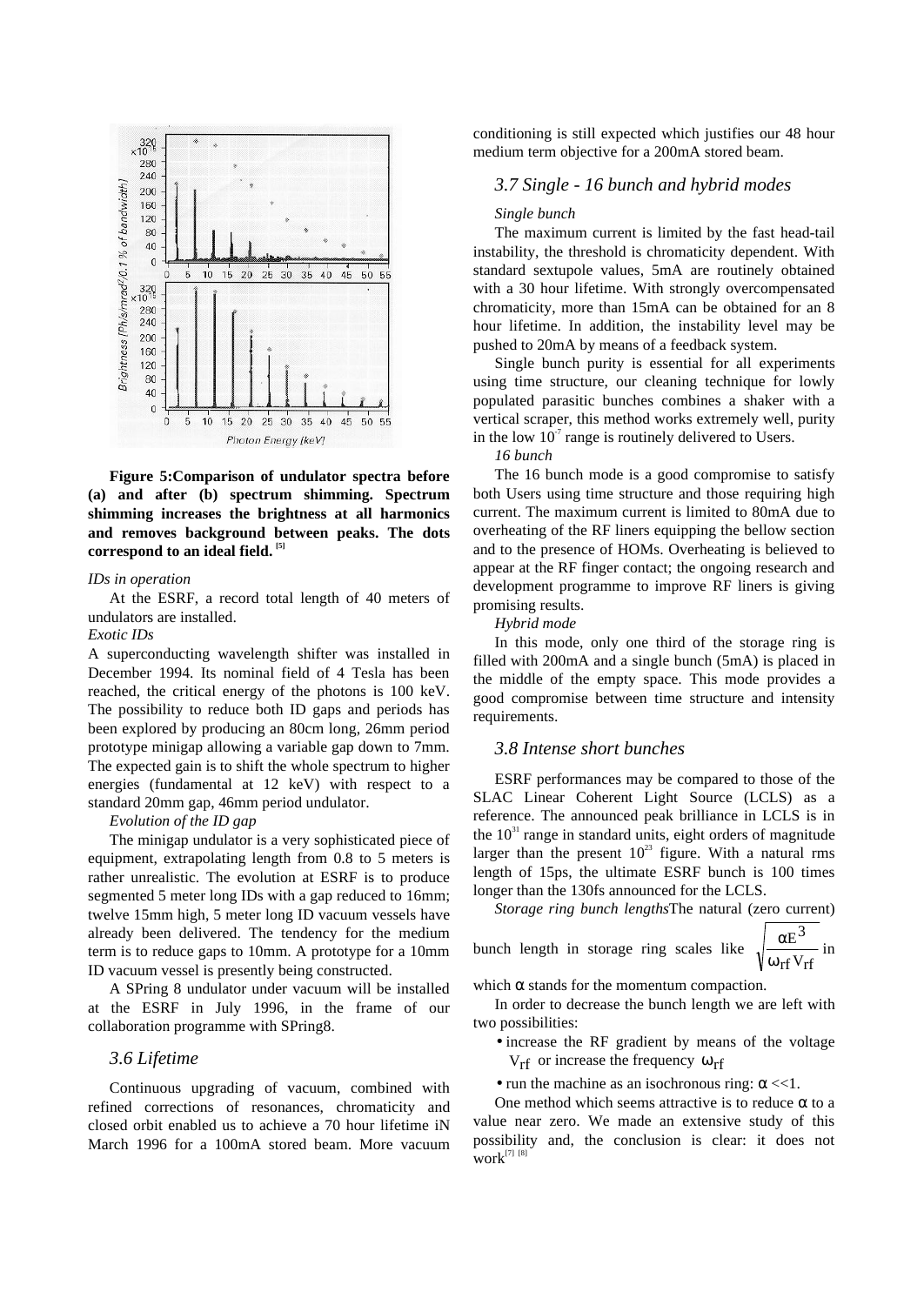**Figure 5:Comparison of undulator spectra before (a) and after (b) spectrum shimming. Spectrum shimming increases the brightness at all harmonics and removes background between peaks. The dots correspond to an ideal field.** [5]

*IDs in operation*

At the ESRF, a record total length of 40 meters of undulators are installed.

*Exotic IDs*

A superconducting wavelength shifter was installed in December 1994. Its nominal field of 4 Tesla has been reached, the critical energy of the photons is 100 keV. The possibility to reduce both ID gaps and periods has been explored by producing an 80cm long, 26mm period prototype minigap allowing a variable gap down to 7mm. The expected gain is to shift the whole spectrum to higher energies (fundamental at 12 keV) with respect to a standard 20mm gap, 46mm period undulator.

*Evolution of the ID gap*

The minigap undulator is a very sophisticated piece of equipment, extrapolating length from 0.8 to 5 meters is rather unrealistic. The evolution at ESRF is to produce segmented 5 meter long IDs with a gap reduced to 16mm; twelve 15mm high, 5 meter long ID vacuum vessels have already been delivered. The tendency for the medium term is to reduce gaps to 10mm. A prototype for a 10mm ID vacuum vessel is presently being constructed.

A SPring 8 undulator under vacuum will be installed at the ESRF in July 1996, in the frame of our collaboration programme with SPring8.

## 3.6 Lifetime

Continuous upgrading of vacuum, combined with refined corrections of resonances, chromaticity and closed orbit enabled us to achieve a 70 hour lifetime iN March 1996 for a 100mA stored beam. More vacuum conditioning is still expected which justifies our 48 hour medium term objective for a 200mA stored beam.

## 3.7 Single - 16 bunch and hybrid modes

*Single bunch*

The maximum current is limited by the fast head-tail instability, the threshold is chromaticity dependent. With standard sextupole values, 5mA are routinely obtained with a 30 hour lifetime. With strongly overcompensated chromaticity, more than 15mA can be obtained for an 8 hour lifetime. In addition, the instability level may be pushed to 20mA by means of a feedback system.

Single bunch purity is essential for all experiments using time structure, our cleaning technique for lowly populated parasitic bunches combines a shaker with a vertical scraper, this method works extremely well, purity in the low $10^{-7}$ range is routinely delivered to Users.

*16 bunch*

The 16 bunch mode is a good compromise to satisfy both Users using time structure and those requiring high current. The maximum current is limited to 80mA due to overheating of the RF liners equipping the bellow section and to the presence of HOMs. Overheating is believed to appear at the RF finger contact; the ongoing research and development programme to improve RF liners is giving promising results.

*Hybrid mode*

In this mode, only one third of the storage ring is filled with 200mA and a single bunch (5mA) is placed in the middle of the empty space. This mode provides a good compromise between time structure and intensity requirements.

## 3.8 Intense short bunches

ESRF performances may be compared to those of the SLAC Linear Coherent Light Source (LCLS) as a reference. The announced peak brilliance in LCLS is in the $10^{31}$ range in standard units, eight orders of magnitude larger than the present $10^{23}$ figure. With a natural rms length of 15ps, the ultimate ESRF bunch is 100 times longer than the 130fs announced for the LCLS.

*Storage ring bunch lengths*The natural (zero current) bunch length in storage ring scales like $\sqrt{\frac{\alpha E^3}{\omega_{rf} V_{rf}}}$ in which $\alpha$ stands for the momentum compaction.

In order to decrease the bunch length we are left with two possibilities:

- increase the RF gradient by means of the voltage $V_{rf}$ or increase the frequency $\omega_{rf}$
- run the machine as an isochronous ring: $\alpha$ <<1.

One method which seems attractive is to reduce $\alpha$ to a value near zero. We made an extensive study of this possibility and, the conclusion is clear: it does not work[7] [8]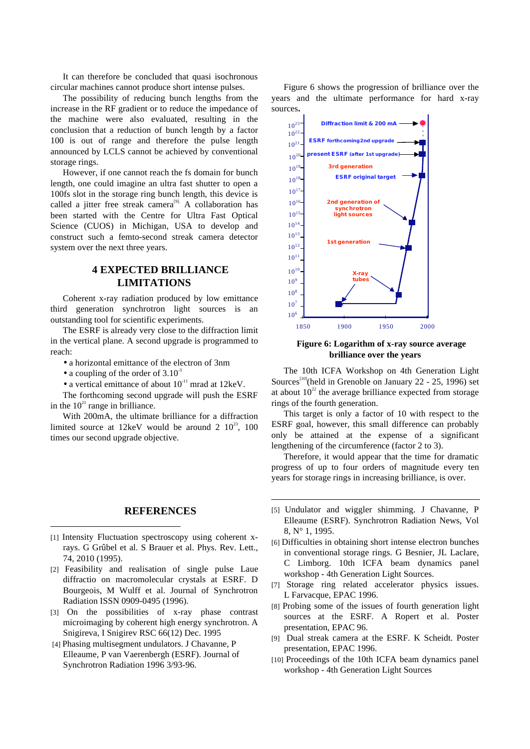It can therefore be concluded that quasi isochronous circular machines cannot produce short intense pulses.

The possibility of reducing bunch lengths from the increase in the RF gradient or to reduce the impedance of the machine were also evaluated, resulting in the conclusion that a reduction of bunch length by a factor 100 is out of range and therefore the pulse length announced by LCLS cannot be achieved by conventional storage rings.

However, if one cannot reach the fs domain for bunch length, one could imagine an ultra fast shutter to open a 100fs slot in the storage ring bunch length, this device is called a jitter free streak camera[9]. A collaboration has been started with the Centre for Ultra Fast Optical Science (CUOS) in Michigan, USA to develop and construct such a femto-second streak camera detector system over the next three years.

## 4 EXPECTED BRILLIANCE LIMITATIONS

Coherent x-ray radiation produced by low emittance third generation synchrotron light sources is an outstanding tool for scientific experiments.

The ESRF is already very close to the diffraction limit in the vertical plane. A second upgrade is programmed to reach:

- a horizontal emittance of the electron of 3nm
- a coupling of the order of $3.10^{-3}$
- a vertical emittance of about $10^{-11}$ mrad at 12keV.

The forthcoming second upgrade will push the ESRF in the $10^{21}$ range in brilliance.

With 200mA, the ultimate brilliance for a diffraction limited source at 12keV would be around $2\ 10^{23}$, 100 times our second upgrade objective.

Figure 6 shows the progression of brilliance over the years and the ultimate performance for hard x-ray sources.

Diffraction limit & 200 mA
ESRF forthcoming2nd upgrade
present ESRF (after 1st upgrade)
3rd generation
ESRF original target
2nd generation of synchrotron light sources
1st generation
X-ray tubes
$10^{23}$ $10^{22}$ $10^{21}$ $10^{20}$ $10^{19}$ $10^{18}$ $10^{17}$ $10^{16}$ $10^{15}$ $10^{14}$ $10^{13}$ $10^{12}$ $10^{11}$ $10^{10}$ $10^{9}$ $10^{8}$ $10^{7}$ $10^{6}$
1850 1900 1950 2000

**Figure 6: Logarithm of x-ray source average brilliance over the years**

The 10th ICFA Workshop on 4th Generation Light Sources[10](held in Grenoble on January 22 - 25, 1996) set at about $10^{22}$ the average brilliance expected from storage rings of the fourth generation.

This target is only a factor of 10 with respect to the ESRF goal, however, this small difference can probably only be attained at the expense of a significant lengthening of the circumference (factor 2 to 3).

Therefore, it would appear that the time for dramatic progress of up to four orders of magnitude every ten years for storage rings in increasing brilliance, is over.

## REFERENCES

[1] Intensity Fluctuation spectroscopy using coherent x-rays. G Grûbel et al. S Brauer et al. Phys. Rev. Lett., 74, 2010 (1995).

[2] Feasibility and realisation of single pulse Laue diffractio on macromolecular crystals at ESRF. D Bourgeois, M Wulff et al. Journal of Synchrotron Radiation ISSN 0909-0495 (1996).

[3] On the possibilities of x-ray phase contrast microimaging by coherent high energy synchrotron. A Snigireva, I Snigirev RSC 66(12) Dec. 1995

[4] Phasing multisegment undulators. J Chavanne, P Elleaume, P van Vaerenbergh (ESRF). Journal of Synchrotron Radiation 1996 3/93-96.

[5] Undulator and wiggler shimming. J Chavanne, P Elleaume (ESRF). Synchrotron Radiation News, Vol 8, N° 1, 1995.

[6] Difficulties in obtaining short intense electron bunches in conventional storage rings. G Besnier, JL Laclare, C Limborg. 10th ICFA beam dynamics panel workshop - 4th Generation Light Sources.

[7] Storage ring related accelerator physics issues. L Farvacque, EPAC 1996.

[8] Probing some of the issues of fourth generation light sources at the ESRF. A Ropert et al. Poster presentation, EPAC 96.

[9] Dual streak camera at the ESRF. K Scheidt. Poster presentation, EPAC 1996.

[10] Proceedings of the 10th ICFA beam dynamics panel workshop - 4th Generation Light Sources